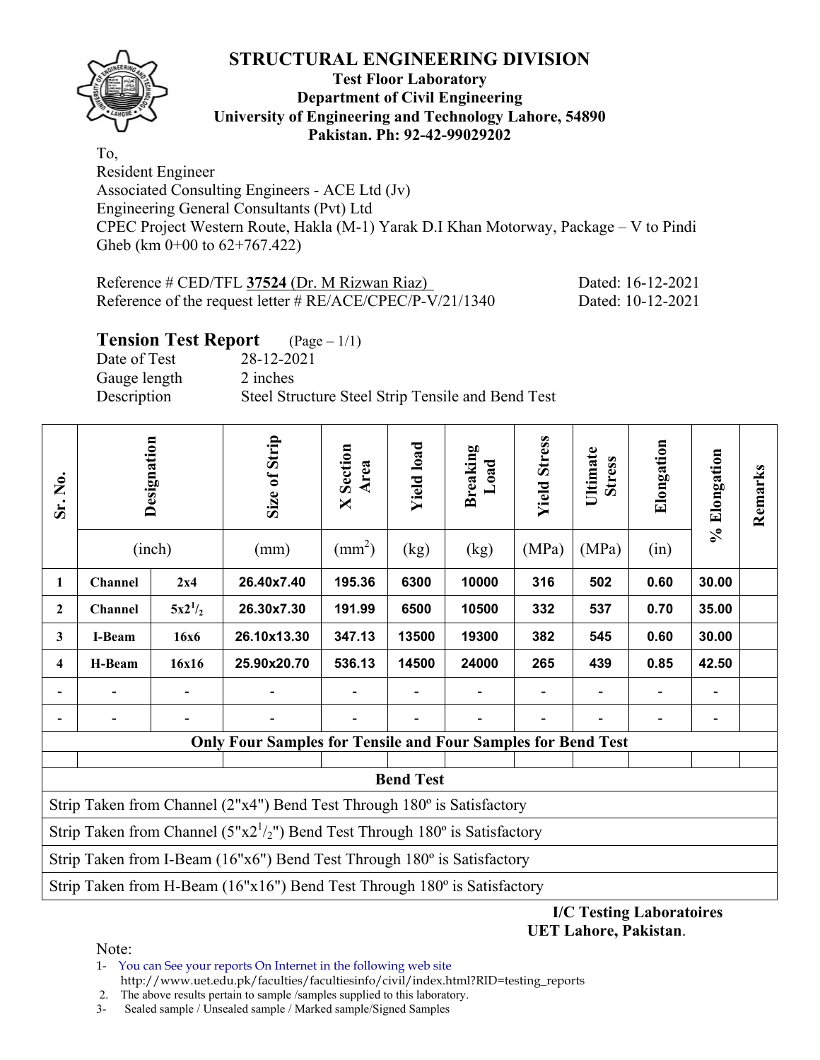# STRUCTURAL ENGINEERING DIVISION

**Test Floor Laboratory**
**Department of Civil Engineering**
**University of Engineering and Technology Lahore, 54890**
**Pakistan. Ph: 92-42-99029202**

To,
Resident Engineer
Associated Consulting Engineers - ACE Ltd (Jv)
Engineering General Consultants (Pvt) Ltd
CPEC Project Western Route, Hakla (M-1) Yarak D.I Khan Motorway, Package – V to Pindi Gheb (km 0+00 to 62+767.422)

Reference # CED/TFL **37524** (Dr. M Rizwan Riaz) Dated: 16-12-2021
Reference of the request letter # RE/ACE/CPEC/P-V/21/1340 Dated: 10-12-2021

## Tension Test Report (Page – 1/1)

Date of Test 28-12-2021
Gauge length 2 inches
Description Steel Structure Steel Strip Tensile and Bend Test

| Sr. No. | Designation | | Size of Strip | X Section Area | Yield load | Breaking Load | Yield Stress | Ultimate Stress | Elongation | % Elongation | Remarks |
|---|---|---|---|---|---|---|---|---|---|---|---|
| | (inch) | | (mm) | ($mm^2$) | (kg) | (kg) | (MPa) | (MPa) | (in) | | |
| **1** | **Channel** | **2x4** | **26.40x7.40** | **195.36** | **6300** | **10000** | **316** | **502** | **0.60** | **30.00** | |
| **2** | **Channel** | **5x2$^1/_2$** | **26.30x7.30** | **191.99** | **6500** | **10500** | **332** | **537** | **0.70** | **35.00** | |
| **3** | **I-Beam** | **16x6** | **26.10x13.30** | **347.13** | **13500** | **19300** | **382** | **545** | **0.60** | **30.00** | |
| **4** | **H-Beam** | **16x16** | **25.90x20.70** | **536.13** | **14500** | **24000** | **265** | **439** | **0.85** | **42.50** | |
| - | - | - | - | - | - | - | - | - | - | - | |
| - | - | - | - | - | - | - | - | - | - | - | |
| **Only Four Samples for Tensile and Four Samples for Bend Test** | | | | | | | | | | | |
| | | | | | | | | | | | |
| **Bend Test** | | | | | | | | | | | |
| Strip Taken from Channel (2"x4") Bend Test Through 180º is Satisfactory | | | | | | | | | | | |
| Strip Taken from Channel (5"x2$^1/_2$") Bend Test Through 180º is Satisfactory | | | | | | | | | | | |
| Strip Taken from I-Beam (16"x6") Bend Test Through 180º is Satisfactory | | | | | | | | | | | |
| Strip Taken from H-Beam (16"x16") Bend Test Through 180º is Satisfactory | | | | | | | | | | | |

**I/C Testing Laboratoires**
**UET Lahore, Pakistan**.

Note:
1- You can See your reports On Internet in the following web site
http://www.uet.edu.pk/faculties/facultiesinfo/civil/index.html?RID=testing_reports
2. The above results pertain to sample /samples supplied to this laboratory.
3- Sealed sample / Unsealed sample / Marked sample/Signed Samples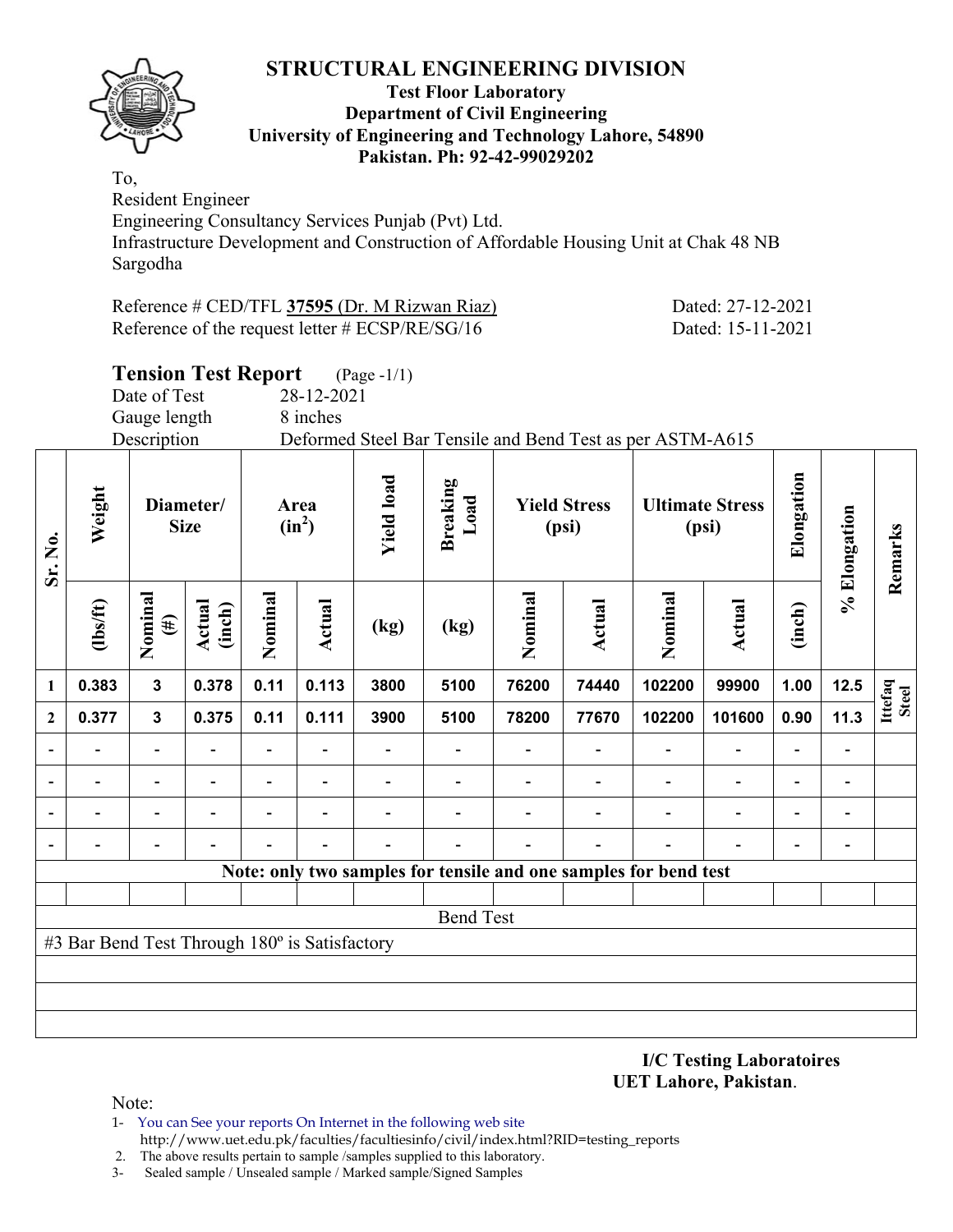# STRUCTURAL ENGINEERING DIVISION

**Test Floor Laboratory**
**Department of Civil Engineering**
**University of Engineering and Technology Lahore, 54890**
**Pakistan. Ph: 92-42-99029202**

To,
Resident Engineer
Engineering Consultancy Services Punjab (Pvt) Ltd.
Infrastructure Development and Construction of Affordable Housing Unit at Chak 48 NB Sargodha

Reference # CED/TFL **37595** (Dr. M Rizwan Riaz) Dated: 27-12-2021
Reference of the request letter # ECSP/RE/SG/16 Dated: 15-11-2021

## Tension Test Report (Page -1/1)

Date of Test 28-12-2021
Gauge length 8 inches
Description Deformed Steel Bar Tensile and Bend Test as per ASTM-A615

| Sr. No. | Weight | Diameter/ Size | | Area ($in^2$) | | Yield load | Breaking Load | Yield Stress (psi) | | Ultimate Stress (psi) | | Elongation | % Elongation | Remarks |
|---|---|---|---|---|---|---|---|---|---|---|---|---|---|---|
| | (lbs/ft) | Nominal (#) | Actual (inch) | Nominal | Actual | (kg) | (kg) | Nominal | Actual | Nominal | Actual | (inch) | | |
| 1 | 0.383 | 3 | 0.378 | 0.11 | 0.113 | 3800 | 5100 | 76200 | 74440 | 102200 | 99900 | 1.00 | 12.5 | Ittefaq Steel |
| 2 | 0.377 | 3 | 0.375 | 0.11 | 0.111 | 3900 | 5100 | 78200 | 77670 | 102200 | 101600 | 0.90 | 11.3 | |
| - | - | - | - | - | - | - | - | - | - | - | - | - | - | |
| - | - | - | - | - | - | - | - | - | - | - | - | - | - | |
| - | - | - | - | - | - | - | - | - | - | - | - | - | - | |
| - | - | - | - | - | - | - | - | - | - | - | - | - | - | |

**Note: only two samples for tensile and one samples for bend test**

Bend Test

#3 Bar Bend Test Through 180º is Satisfactory

**I/C Testing Laboratoires**
**UET Lahore, Pakistan.**

Note:
1- You can See your reports On Internet in the following web site
http://www.uet.edu.pk/faculties/facultiesinfo/civil/index.html?RID=testing_reports
2. The above results pertain to sample /samples supplied to this laboratory.
3- Sealed sample / Unsealed sample / Marked sample/Signed Samples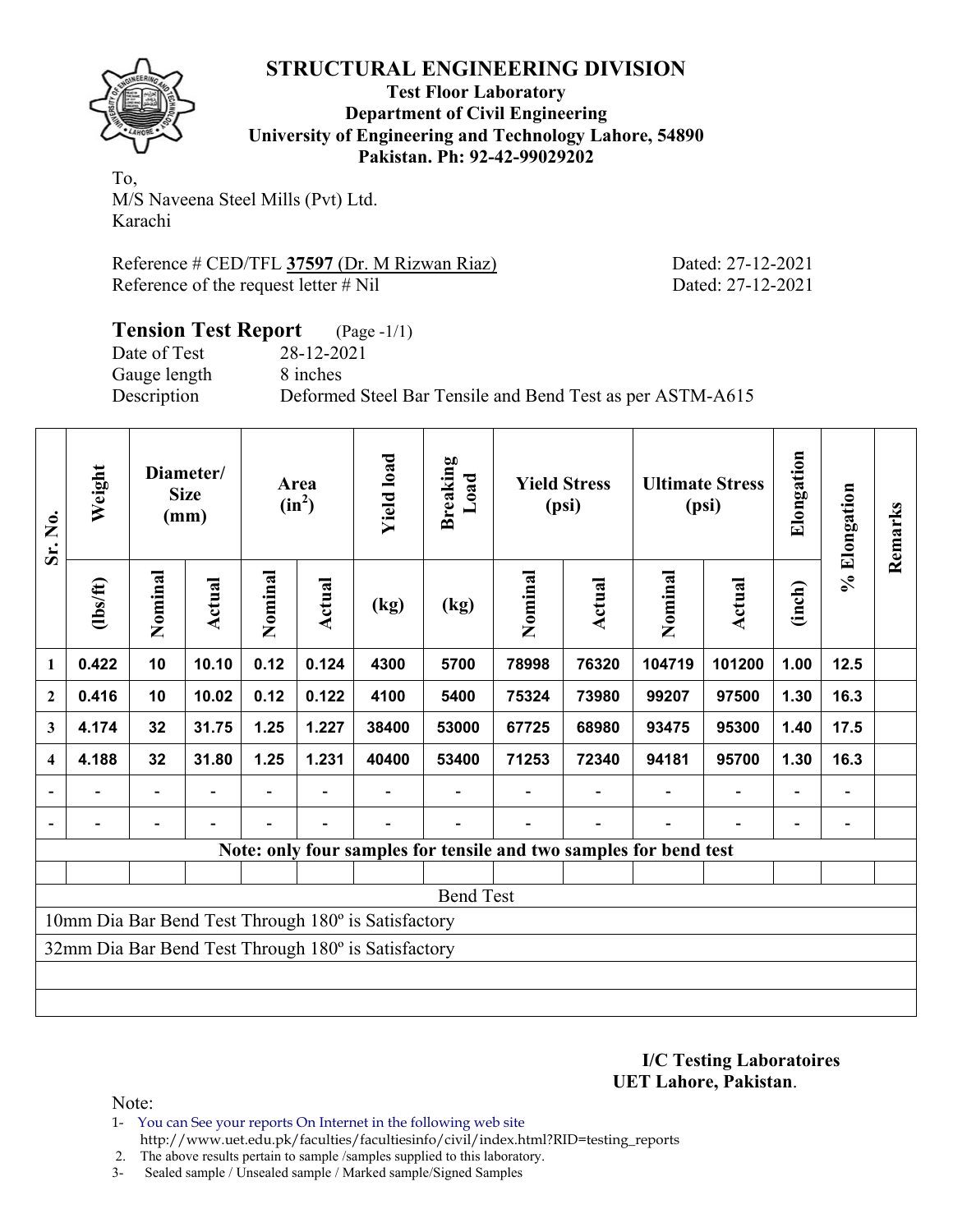# STRUCTURAL ENGINEERING DIVISION

**Test Floor Laboratory**
**Department of Civil Engineering**
**University of Engineering and Technology Lahore, 54890**
**Pakistan. Ph: 92-42-99029202**

To,
M/S Naveena Steel Mills (Pvt) Ltd.
Karachi

Reference # CED/TFL **37597** (Dr. M Rizwan Riaz) Dated: 27-12-2021
Reference of the request letter # Nil Dated: 27-12-2021

## Tension Test Report (Page -1/1)

Date of Test 28-12-2021
Gauge length 8 inches
Description Deformed Steel Bar Tensile and Bend Test as per ASTM-A615

| Sr. No. | Weight | Diameter/ Size (mm) | | Area ($in^2$) | | Yield load | Breaking Load | Yield Stress (psi) | | Ultimate Stress (psi) | | Elongation | % Elongation | Remarks |
|---|---|---|---|---|---|---|---|---|---|---|---|---|---|---|
| | (lbs/ft) | Nominal | Actual | Nominal | Actual | (kg) | (kg) | Nominal | Actual | Nominal | Actual | (inch) | | |
| 1 | 0.422 | 10 | 10.10 | 0.12 | 0.124 | 4300 | 5700 | 78998 | 76320 | 104719 | 101200 | 1.00 | 12.5 | |
| 2 | 0.416 | 10 | 10.02 | 0.12 | 0.122 | 4100 | 5400 | 75324 | 73980 | 99207 | 97500 | 1.30 | 16.3 | |
| 3 | 4.174 | 32 | 31.75 | 1.25 | 1.227 | 38400 | 53000 | 67725 | 68980 | 93475 | 95300 | 1.40 | 17.5 | |
| 4 | 4.188 | 32 | 31.80 | 1.25 | 1.231 | 40400 | 53400 | 71253 | 72340 | 94181 | 95700 | 1.30 | 16.3 | |
| - | - | - | - | - | - | - | - | - | - | - | - | - | - | |
| - | - | - | - | - | - | - | - | - | - | - | - | - | - | |
| Note: only four samples for tensile and two samples for bend test | | | | | | | | | | | | | | |
| | | | | | | | | | | | | | | |
| Bend Test | | | | | | | | | | | | | | |
| 10mm Dia Bar Bend Test Through 180º is Satisfactory | | | | | | | | | | | | | | |
| 32mm Dia Bar Bend Test Through 180º is Satisfactory | | | | | | | | | | | | | | |

**I/C Testing Laboratoires**
**UET Lahore, Pakistan**.

Note:
1- You can See your reports On Internet in the following web site
http://www.uet.edu.pk/faculties/facultiesinfo/civil/index.html?RID=testing_reports
2. The above results pertain to sample /samples supplied to this laboratory.
3- Sealed sample / Unsealed sample / Marked sample/Signed Samples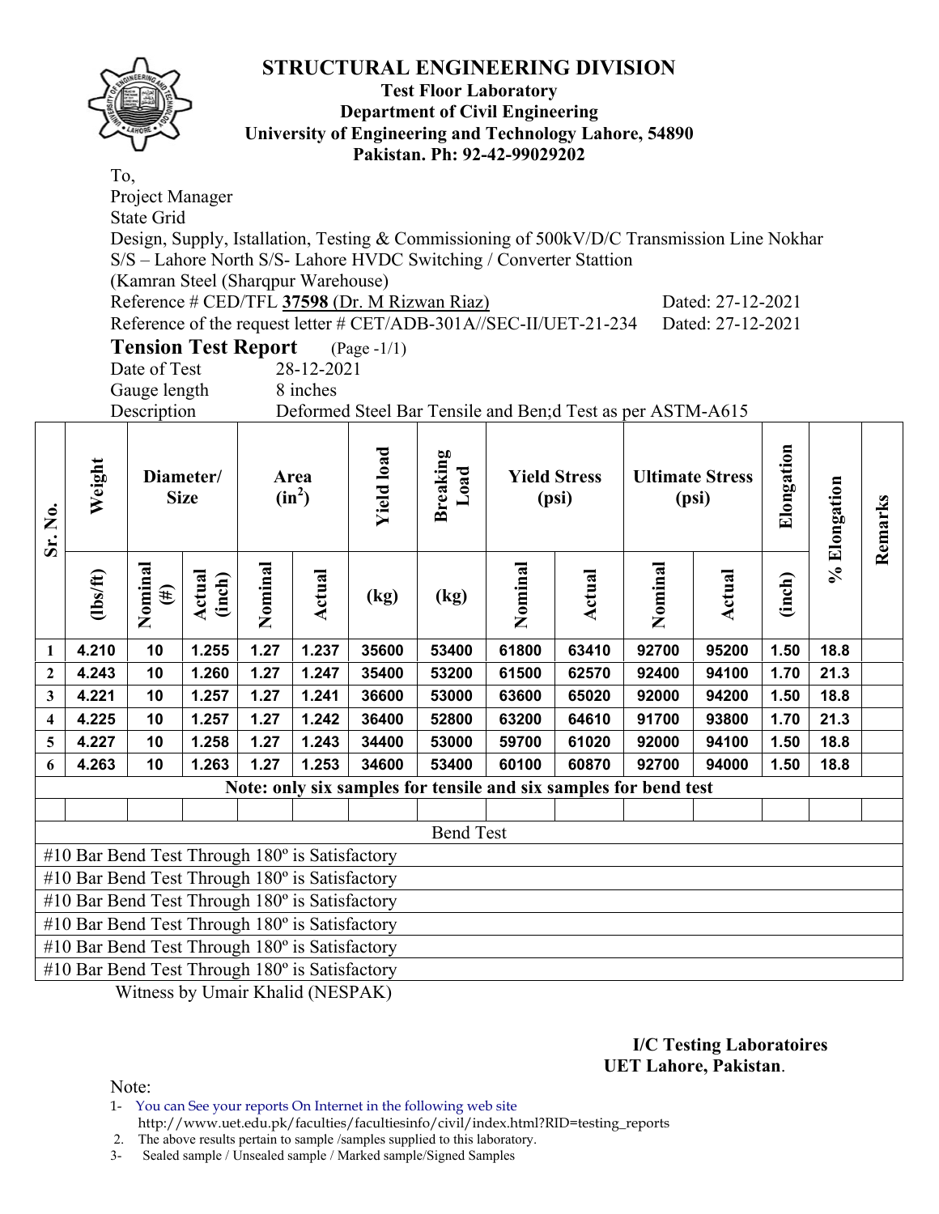# STRUCTURAL ENGINEERING DIVISION

**Test Floor Laboratory**
**Department of Civil Engineering**
**University of Engineering and Technology Lahore, 54890**
**Pakistan. Ph: 92-42-99029202**

To,
Project Manager
State Grid
Design, Supply, Istallation, Testing & Commissioning of 500kV/D/C Transmission Line Nokhar S/S – Lahore North S/S- Lahore HVDC Switching / Converter Stattion
(Kamran Steel (Sharqpur Warehouse)
Reference # CED/TFL **37598** (Dr. M Rizwan Riaz) Dated: 27-12-2021
Reference of the request letter # CET/ADB-301A//SEC-II/UET-21-234 Dated: 27-12-2021

**Tension Test Report** (Page -1/1)

Date of Test 28-12-2021
Gauge length 8 inches
Description Deformed Steel Bar Tensile and Ben;d Test as per ASTM-A615

| Sr. No. | Weight | Diameter/ Size | | Area ($in^2$) | | Yield load | Breaking Load | Yield Stress (psi) | | Ultimate Stress (psi) | | Elongation | % Elongation | Remarks |
|---|---|---|---|---|---|---|---|---|---|---|---|---|---|---|
| | (lbs/ft) | Nominal (#) | Actual (inch) | Nominal | Actual | (kg) | (kg) | Nominal | Actual | Nominal | Actual | (inch) | | |
| 1 | 4.210 | 10 | 1.255 | 1.27 | 1.237 | 35600 | 53400 | 61800 | 63410 | 92700 | 95200 | 1.50 | 18.8 | |
| 2 | 4.243 | 10 | 1.260 | 1.27 | 1.247 | 35400 | 53200 | 61500 | 62570 | 92400 | 94100 | 1.70 | 21.3 | |
| 3 | 4.221 | 10 | 1.257 | 1.27 | 1.241 | 36600 | 53000 | 63600 | 65020 | 92000 | 94200 | 1.50 | 18.8 | |
| 4 | 4.225 | 10 | 1.257 | 1.27 | 1.242 | 36400 | 52800 | 63200 | 64610 | 91700 | 93800 | 1.70 | 21.3 | |
| 5 | 4.227 | 10 | 1.258 | 1.27 | 1.243 | 34400 | 53000 | 59700 | 61020 | 92000 | 94100 | 1.50 | 18.8 | |
| 6 | 4.263 | 10 | 1.263 | 1.27 | 1.253 | 34600 | 53400 | 60100 | 60870 | 92700 | 94000 | 1.50 | 18.8 | |
| **Note: only six samples for tensile and six samples for bend test** | | | | | | | | | | | | | | |
| | | | | | | | | | | | | | | |
| Bend Test | | | | | | | | | | | | | | |
| #10 Bar Bend Test Through 180º is Satisfactory | | | | | | | | | | | | | | |
| #10 Bar Bend Test Through 180º is Satisfactory | | | | | | | | | | | | | | |
| #10 Bar Bend Test Through 180º is Satisfactory | | | | | | | | | | | | | | |
| #10 Bar Bend Test Through 180º is Satisfactory | | | | | | | | | | | | | | |
| #10 Bar Bend Test Through 180º is Satisfactory | | | | | | | | | | | | | | |
| #10 Bar Bend Test Through 180º is Satisfactory | | | | | | | | | | | | | | |

Witness by Umair Khalid (NESPAK)

**I/C Testing Laboratoires**
**UET Lahore, Pakistan**.

Note:

1- You can See your reports On Internet in the following web site
http://www.uet.edu.pk/faculties/facultiesinfo/civil/index.html?RID=testing_reports
2. The above results pertain to sample /samples supplied to this laboratory.
3- Sealed sample / Unsealed sample / Marked sample/Signed Samples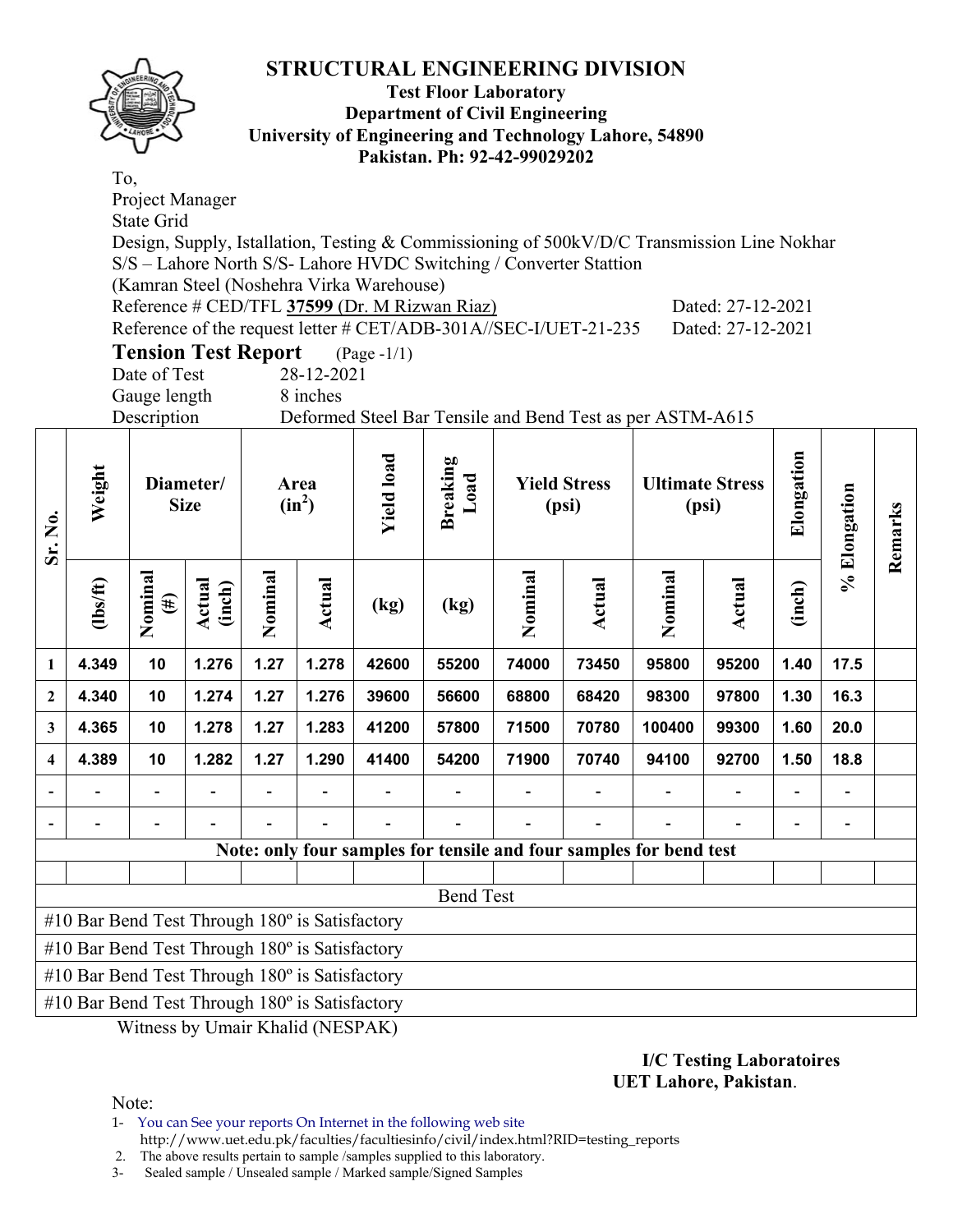# STRUCTURAL ENGINEERING DIVISION

**Test Floor Laboratory**
**Department of Civil Engineering**
**University of Engineering and Technology Lahore, 54890**
**Pakistan. Ph: 92-42-99029202**

To,
Project Manager
State Grid
Design, Supply, Istallation, Testing & Commissioning of 500kV/D/C Transmission Line Nokhar S/S – Lahore North S/S- Lahore HVDC Switching / Converter Stattion
(Kamran Steel (Noshehra Virka Warehouse)
Reference # CED/TFL **37599** (Dr. M Rizwan Riaz) Dated: 27-12-2021
Reference of the request letter # CET/ADB-301A//SEC-I/UET-21-235 Dated: 27-12-2021

**Tension Test Report** (Page -1/1)

Date of Test 28-12-2021
Gauge length 8 inches
Description Deformed Steel Bar Tensile and Bend Test as per ASTM-A615

| Sr. No. | Weight | Diameter/ Size | | Area ($in^2$) | | Yield load | Breaking Load | Yield Stress (psi) | | Ultimate Stress (psi) | | Elongation | % Elongation | Remarks |
|---|---|---|---|---|---|---|---|---|---|---|---|---|---|---|
| | (lbs/ft) | Nominal (#) | Actual (inch) | Nominal | Actual | (kg) | (kg) | Nominal | Actual | Nominal | Actual | (inch) | | |
| 1 | 4.349 | 10 | 1.276 | 1.27 | 1.278 | 42600 | 55200 | 74000 | 73450 | 95800 | 95200 | 1.40 | 17.5 | |
| 2 | 4.340 | 10 | 1.274 | 1.27 | 1.276 | 39600 | 56600 | 68800 | 68420 | 98300 | 97800 | 1.30 | 16.3 | |
| 3 | 4.365 | 10 | 1.278 | 1.27 | 1.283 | 41200 | 57800 | 71500 | 70780 | 100400 | 99300 | 1.60 | 20.0 | |
| 4 | 4.389 | 10 | 1.282 | 1.27 | 1.290 | 41400 | 54200 | 71900 | 70740 | 94100 | 92700 | 1.50 | 18.8 | |
| - | - | - | - | - | - | - | - | - | - | - | - | - | - | |
| - | - | - | - | - | - | - | - | - | - | - | - | - | - | |
| Note: only four samples for tensile and four samples for bend test | | | | | | | | | | | | | | |
| | | | | | | | | | | | | | | |
| Bend Test | | | | | | | | | | | | | | |
| #10 Bar Bend Test Through 180º is Satisfactory | | | | | | | | | | | | | | |
| #10 Bar Bend Test Through 180º is Satisfactory | | | | | | | | | | | | | | |
| #10 Bar Bend Test Through 180º is Satisfactory | | | | | | | | | | | | | | |
| #10 Bar Bend Test Through 180º is Satisfactory | | | | | | | | | | | | | | |

Witness by Umair Khalid (NESPAK)

**I/C Testing Laboratoires**
**UET Lahore, Pakistan**.

Note:

1- You can See your reports On Internet in the following web site
http://www.uet.edu.pk/faculties/facultiesinfo/civil/index.html?RID=testing_reports
2. The above results pertain to sample /samples supplied to this laboratory.
3- Sealed sample / Unsealed sample / Marked sample/Signed Samples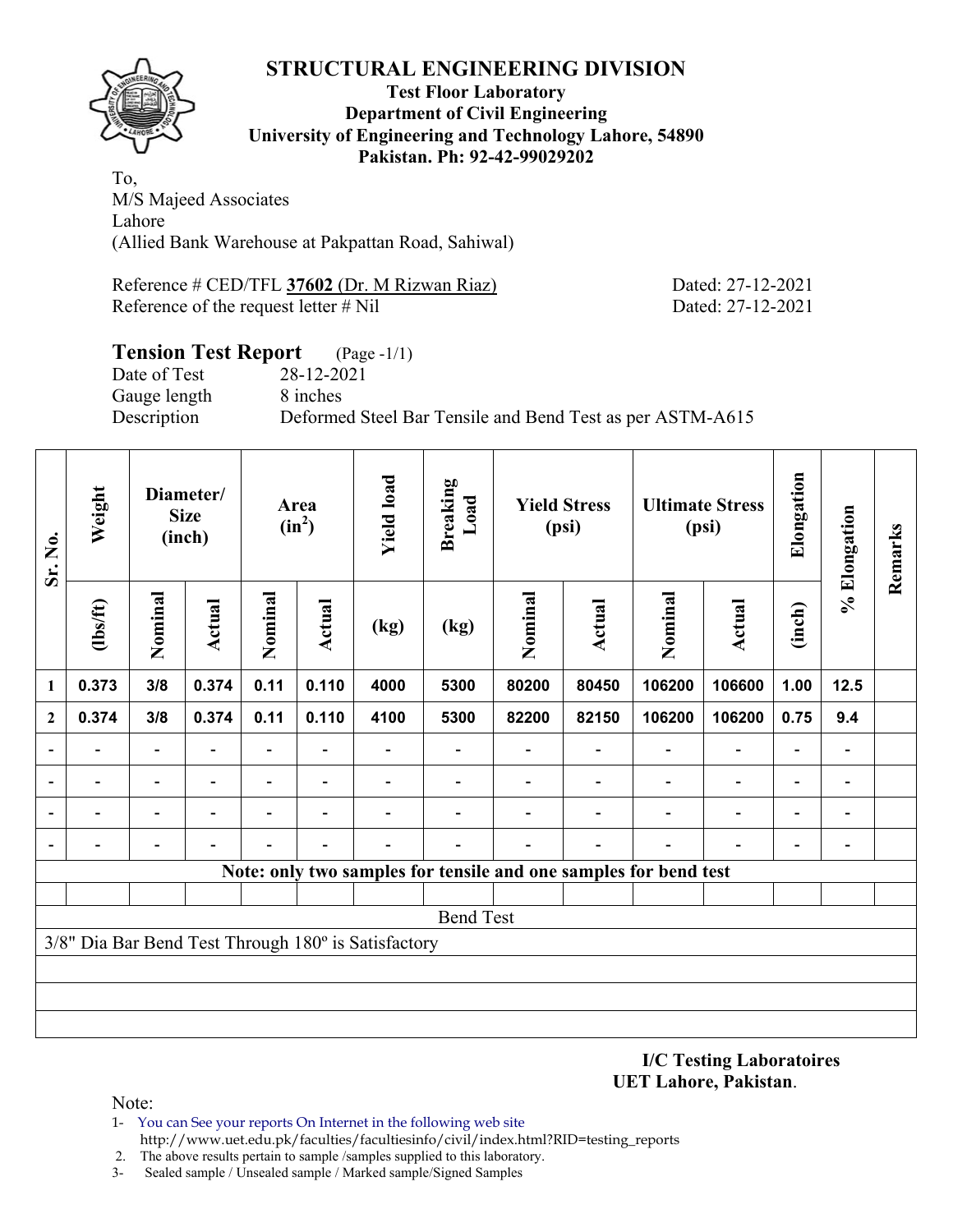# STRUCTURAL ENGINEERING DIVISION

**Test Floor Laboratory**
**Department of Civil Engineering**
**University of Engineering and Technology Lahore, 54890**
**Pakistan. Ph: 92-42-99029202**

To,
M/S Majeed Associates
Lahore
(Allied Bank Warehouse at Pakpattan Road, Sahiwal)

Reference # CED/TFL **37602** (Dr. M Rizwan Riaz) Dated: 27-12-2021
Reference of the request letter # Nil Dated: 27-12-2021

## Tension Test Report (Page -1/1)

Date of Test 28-12-2021
Gauge length 8 inches
Description Deformed Steel Bar Tensile and Bend Test as per ASTM-A615

| Sr. No. | Weight | Diameter/ Size (inch) | | Area ($in^2$) | | Yield load | Breaking Load | Yield Stress (psi) | | Ultimate Stress (psi) | | Elongation | % Elongation | Remarks |
|---|---|---|---|---|---|---|---|---|---|---|---|---|---|---|
| | (lbs/ft) | Nominal | Actual | Nominal | Actual | (kg) | (kg) | Nominal | Actual | Nominal | Actual | (inch) | | |
| 1 | 0.373 | 3/8 | 0.374 | 0.11 | 0.110 | 4000 | 5300 | 80200 | 80450 | 106200 | 106600 | 1.00 | 12.5 | |
| 2 | 0.374 | 3/8 | 0.374 | 0.11 | 0.110 | 4100 | 5300 | 82200 | 82150 | 106200 | 106200 | 0.75 | 9.4 | |
| - | - | - | - | - | - | - | - | - | - | - | - | - | - | |
| - | - | - | - | - | - | - | - | - | - | - | - | - | - | |
| - | - | - | - | - | - | - | - | - | - | - | - | - | - | |
| - | - | - | - | - | - | - | - | - | - | - | - | - | - | |

**Note: only two samples for tensile and one samples for bend test**

Bend Test

3/8" Dia Bar Bend Test Through 180º is Satisfactory

**I/C Testing Laboratoires**
**UET Lahore, Pakistan**.

Note:
1- You can See your reports On Internet in the following web site
http://www.uet.edu.pk/faculties/facultiesinfo/civil/index.html?RID=testing_reports
2. The above results pertain to sample /samples supplied to this laboratory.
3- Sealed sample / Unsealed sample / Marked sample/Signed Samples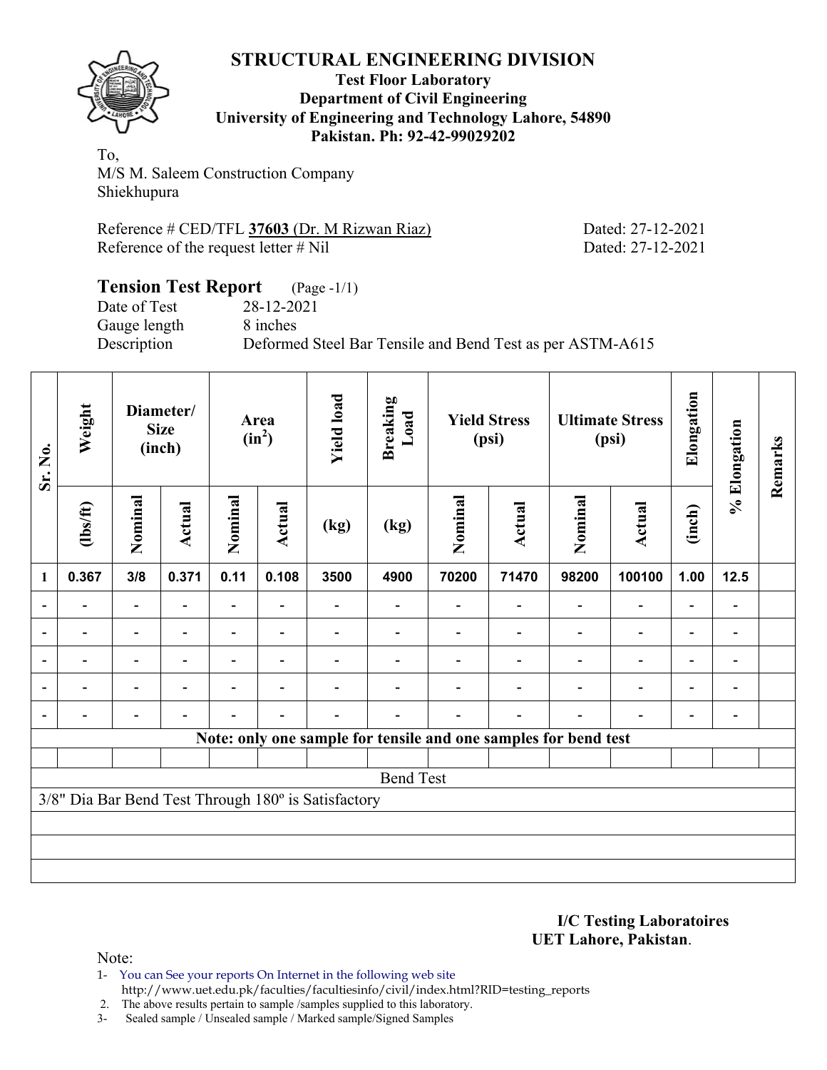# STRUCTURAL ENGINEERING DIVISION

**Test Floor Laboratory**
**Department of Civil Engineering**
**University of Engineering and Technology Lahore, 54890**
**Pakistan. Ph: 92-42-99029202**

To,
M/S M. Saleem Construction Company
Shiekhupura

Reference # CED/TFL **37603** (Dr. M Rizwan Riaz) Dated: 27-12-2021
Reference of the request letter # Nil Dated: 27-12-2021

## Tension Test Report (Page -1/1)

Date of Test 28-12-2021
Gauge length 8 inches
Description Deformed Steel Bar Tensile and Bend Test as per ASTM-A615

| Sr. No. | Weight | Diameter/ Size (inch) | | Area ($in^2$) | | Yield load | Breaking Load | Yield Stress (psi) | | Ultimate Stress (psi) | | Elongation | % Elongation | Remarks |
|---|---|---|---|---|---|---|---|---|---|---|---|---|---|---|
| | (lbs/ft) | Nominal | Actual | Nominal | Actual | (kg) | (kg) | Nominal | Actual | Nominal | Actual | (inch) | | |
| 1 | 0.367 | 3/8 | 0.371 | 0.11 | 0.108 | 3500 | 4900 | 70200 | 71470 | 98200 | 100100 | 1.00 | 12.5 | |
| - | - | - | - | - | - | - | - | - | - | - | - | - | - | |
| - | - | - | - | - | - | - | - | - | - | - | - | - | - | |
| - | - | - | - | - | - | - | - | - | - | - | - | - | - | |
| - | - | - | - | - | - | - | - | - | - | - | - | - | - | |
| - | - | - | - | - | - | - | - | - | - | - | - | - | - | |
| **Note: only one sample for tensile and one samples for bend test** | | | | | | | | | | | | | | |
| Bend Test | | | | | | | | | | | | | | |
| 3/8" Dia Bar Bend Test Through 180º is Satisfactory | | | | | | | | | | | | | | |

**I/C Testing Laboratoires**
**UET Lahore, Pakistan.**

Note:
1- You can See your reports On Internet in the following web site
http://www.uet.edu.pk/faculties/facultiesinfo/civil/index.html?RID=testing_reports
2. The above results pertain to sample /samples supplied to this laboratory.
3- Sealed sample / Unsealed sample / Marked sample/Signed Samples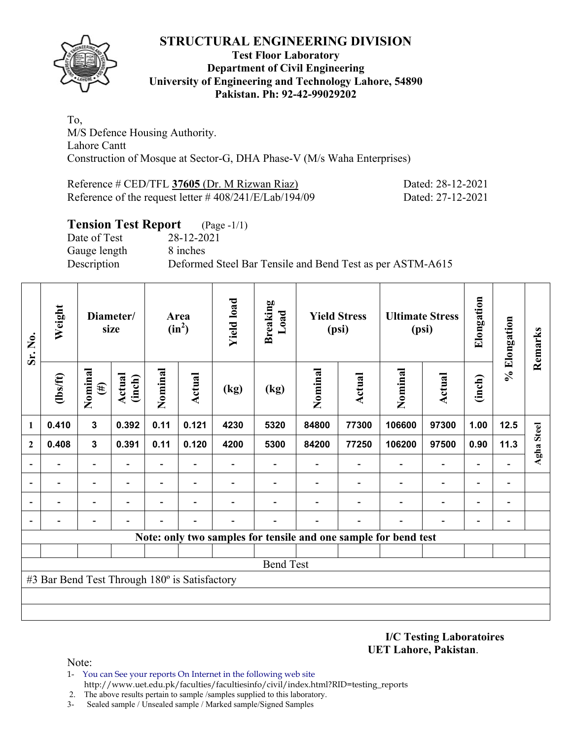# STRUCTURAL ENGINEERING DIVISION

**Test Floor Laboratory**
**Department of Civil Engineering**
**University of Engineering and Technology Lahore, 54890**
**Pakistan. Ph: 92-42-99029202**

To,
M/S Defence Housing Authority.
Lahore Cantt
Construction of Mosque at Sector-G, DHA Phase-V (M/s Waha Enterprises)

Reference # CED/TFL **37605** (Dr. M Rizwan Riaz) Dated: 28-12-2021
Reference of the request letter # 408/241/E/Lab/194/09 Dated: 27-12-2021

## Tension Test Report (Page -1/1)

Date of Test 28-12-2021
Gauge length 8 inches
Description Deformed Steel Bar Tensile and Bend Test as per ASTM-A615

| Sr. No. | Weight | Diameter/ size | | Area ($in^2$) | | Yield load | Breaking Load | Yield Stress (psi) | | Ultimate Stress (psi) | | Elongation | % Elongation | Remarks |
|---|---|---|---|---|---|---|---|---|---|---|---|---|---|---|
| | (lbs/ft) | Nominal (#) | Actual (inch) | Nominal | Actual | (kg) | (kg) | Nominal | Actual | Nominal | Actual | (inch) | | |
| 1 | 0.410 | 3 | 0.392 | 0.11 | 0.121 | 4230 | 5320 | 84800 | 77300 | 106600 | 97300 | 1.00 | 12.5 | Agha Steel |
| 2 | 0.408 | 3 | 0.391 | 0.11 | 0.120 | 4200 | 5300 | 84200 | 77250 | 106200 | 97500 | 0.90 | 11.3 | |
| - | - | - | - | - | - | - | - | - | - | - | - | - | - | |
| - | - | - | - | - | - | - | - | - | - | - | - | - | - | |
| - | - | - | - | - | - | - | - | - | - | - | - | - | - | |
| - | - | - | - | - | - | - | - | - | - | - | - | - | - | |
| Note: only two samples for tensile and one sample for bend test | | | | | | | | | | | | | | |
| | | | | | | | | | | | | | | |
| Bend Test | | | | | | | | | | | | | | |
| #3 Bar Bend Test Through 180º is Satisfactory | | | | | | | | | | | | | | |

**I/C Testing Laboratoires**
**UET Lahore, Pakistan**.

Note:
1- You can See your reports On Internet in the following web site
http://www.uet.edu.pk/faculties/facultiesinfo/civil/index.html?RID=testing_reports
2. The above results pertain to sample /samples supplied to this laboratory.
3- Sealed sample / Unsealed sample / Marked sample/Signed Samples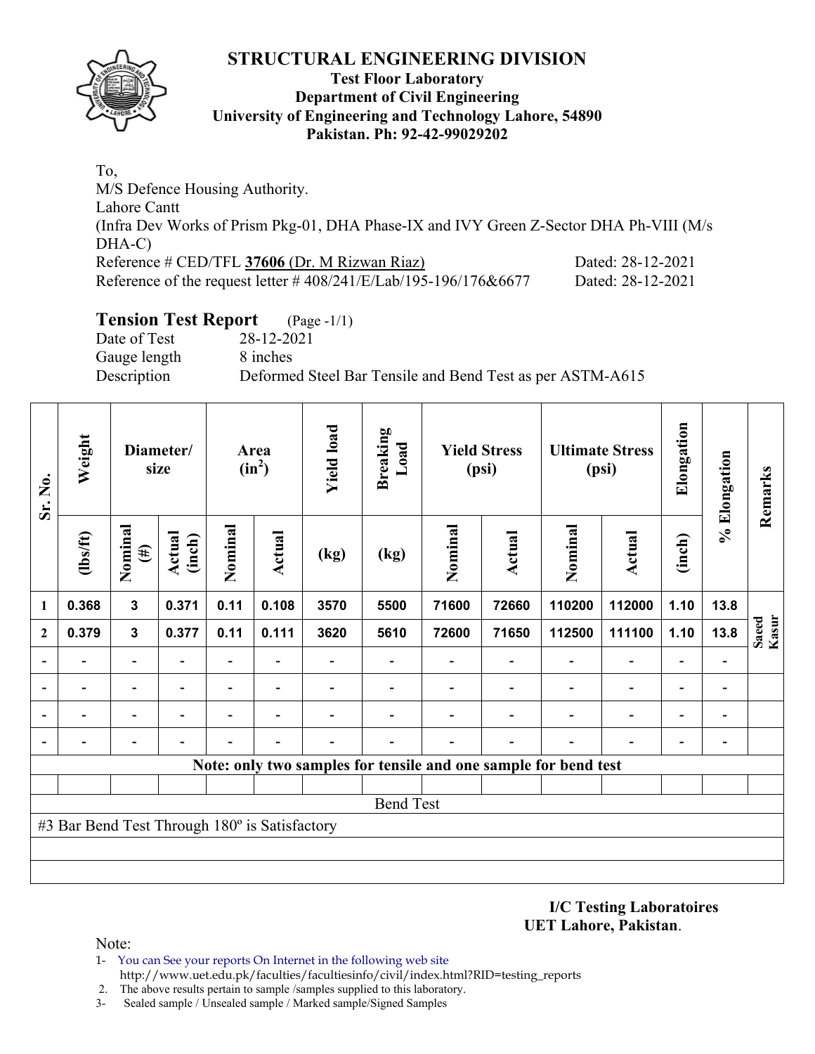# STRUCTURAL ENGINEERING DIVISION

**Test Floor Laboratory**
**Department of Civil Engineering**
**University of Engineering and Technology Lahore, 54890**
**Pakistan. Ph: 92-42-99029202**

To,
M/S Defence Housing Authority.
Lahore Cantt
(Infra Dev Works of Prism Pkg-01, DHA Phase-IX and IVY Green Z-Sector DHA Ph-VIII (M/s DHA-C)
Reference # CED/TFL **37606** (Dr. M Rizwan Riaz) Dated: 28-12-2021
Reference of the request letter # 408/241/E/Lab/195-196/176&6677 Dated: 28-12-2021

## Tension Test Report (Page -1/1)

Date of Test 28-12-2021
Gauge length 8 inches
Description Deformed Steel Bar Tensile and Bend Test as per ASTM-A615

| Sr. No. | Weight | Diameter/ size | | Area ($in^2$) | | Yield load | Breaking Load | Yield Stress (psi) | | Ultimate Stress (psi) | | Elongation | % Elongation | Remarks |
|---|---|---|---|---|---|---|---|---|---|---|---|---|---|---|
| | (lbs/ft) | Nominal (#) | Actual (inch) | Nominal | Actual | (kg) | (kg) | Nominal | Actual | Nominal | Actual | (inch) | | |
| 1 | 0.368 | 3 | 0.371 | 0.11 | 0.108 | 3570 | 5500 | 71600 | 72660 | 110200 | 112000 | 1.10 | 13.8 | Saeed Kasur |
| 2 | 0.379 | 3 | 0.377 | 0.11 | 0.111 | 3620 | 5610 | 72600 | 71650 | 112500 | 111100 | 1.10 | 13.8 | |
| - | - | - | - | - | - | - | - | - | - | - | - | - | - | |
| - | - | - | - | - | - | - | - | - | - | - | - | - | - | |
| - | - | - | - | - | - | - | - | - | - | - | - | - | - | |
| - | - | - | - | - | - | - | - | - | - | - | - | - | - | |
| Note: only two samples for tensile and one sample for bend test | | | | | | | | | | | | | | |
| Bend Test | | | | | | | | | | | | | | |
| #3 Bar Bend Test Through 180º is Satisfactory | | | | | | | | | | | | | | |

**I/C Testing Laboratoires**
**UET Lahore, Pakistan**.

Note:
1- You can See your reports On Internet in the following web site
http://www.uet.edu.pk/faculties/facultiesinfo/civil/index.html?RID=testing_reports
2. The above results pertain to sample /samples supplied to this laboratory.
3- Sealed sample / Unsealed sample / Marked sample/Signed Samples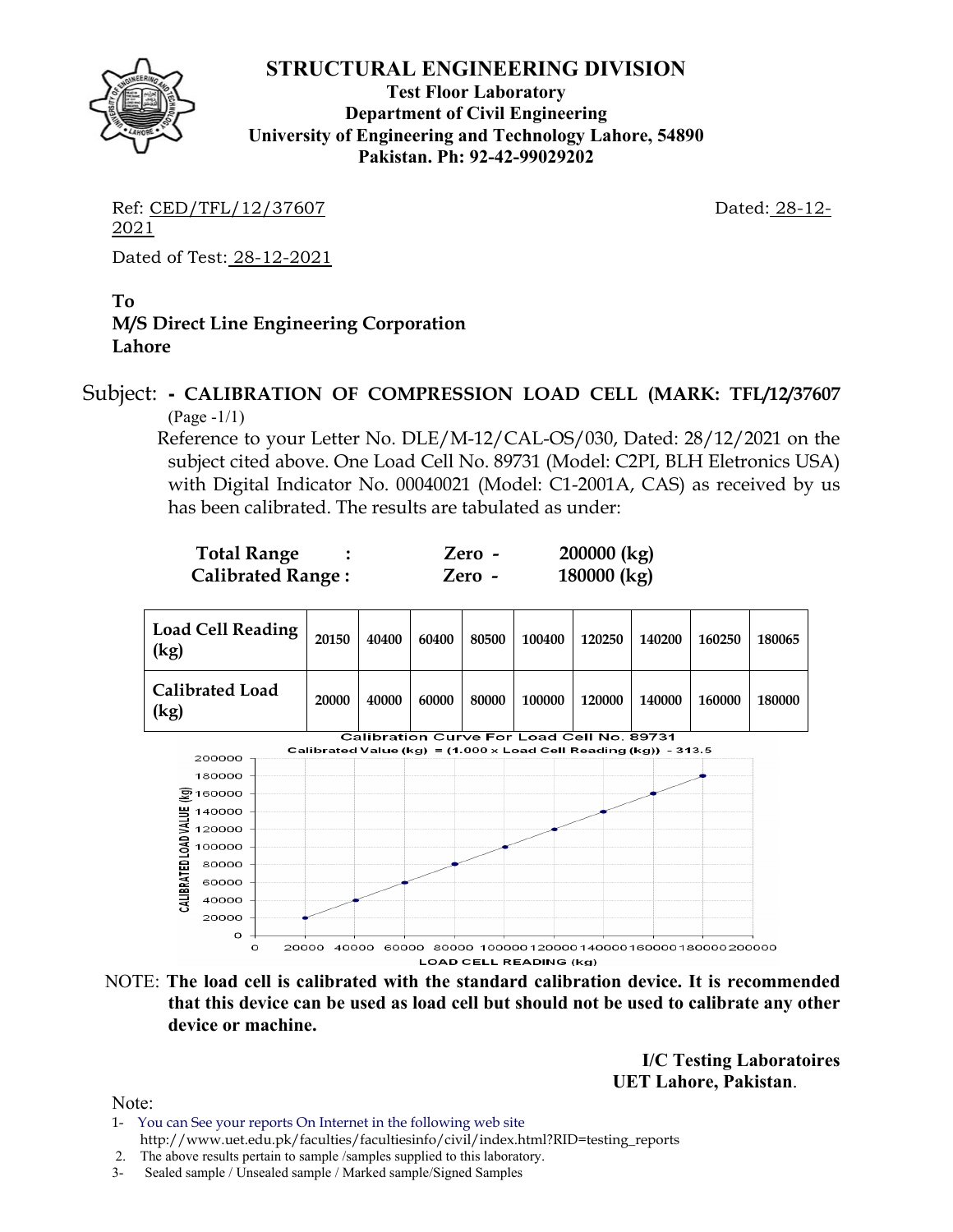# STRUCTURAL ENGINEERING DIVISION

**Test Floor Laboratory**
**Department of Civil Engineering**
**University of Engineering and Technology Lahore, 54890**
**Pakistan. Ph: 92-42-99029202**

Ref: CED/TFL/12/37607 Dated: 28-12-2021

Dated of Test: 28-12-2021

**To**
**M/S Direct Line Engineering Corporation**
**Lahore**

Subject: **- CALIBRATION OF COMPRESSION LOAD CELL (MARK: TFL/12/37607** (Page -1/1)

Reference to your Letter No. DLE/M-12/CAL-OS/030, Dated: 28/12/2021 on the subject cited above. One Load Cell No. 89731 (Model: C2PI, BLH Eletronics USA) with Digital Indicator No. 00040021 (Model: C1-2001A, CAS) as received by us has been calibrated. The results are tabulated as under:

**Total Range : Zero - 200000 (kg)**
**Calibrated Range : Zero - 180000 (kg)**

| | | | | | | | | | |
|---|---|---|---|---|---|---|---|---|---|
| **Load Cell Reading (kg)** | 20150 | 40400 | 60400 | 80500 | 100400 | 120250 | 140200 | 160250 | 180065 |
| **Calibrated Load (kg)** | 20000 | 40000 | 60000 | 80000 | 100000 | 120000 | 140000 | 160000 | 180000 |

Calibration Curve For Load Cell No. 89731

Calibrated Value (kg) = (1.000 x Load Cell Reading (kg)) - 313.5

CALIBRATED LOAD VALUE (kg)

200000
180000
160000
140000
120000
100000
80000
60000
40000
20000
0

0 20000 40000 60000 80000 100000 120000 140000 160000 180000 200000

LOAD CELL READING (kg)

NOTE: **The load cell is calibrated with the standard calibration device. It is recommended that this device can be used as load cell but should not be used to calibrate any other device or machine.**

**I/C Testing Laboratoires**
**UET Lahore, Pakistan**.

Note:

1- You can See your reports On Internet in the following web site http://www.uet.edu.pk/faculties/facultiesinfo/civil/index.html?RID=testing_reports
2. The above results pertain to sample /samples supplied to this laboratory.
3- Sealed sample / Unsealed sample / Marked sample/Signed Samples